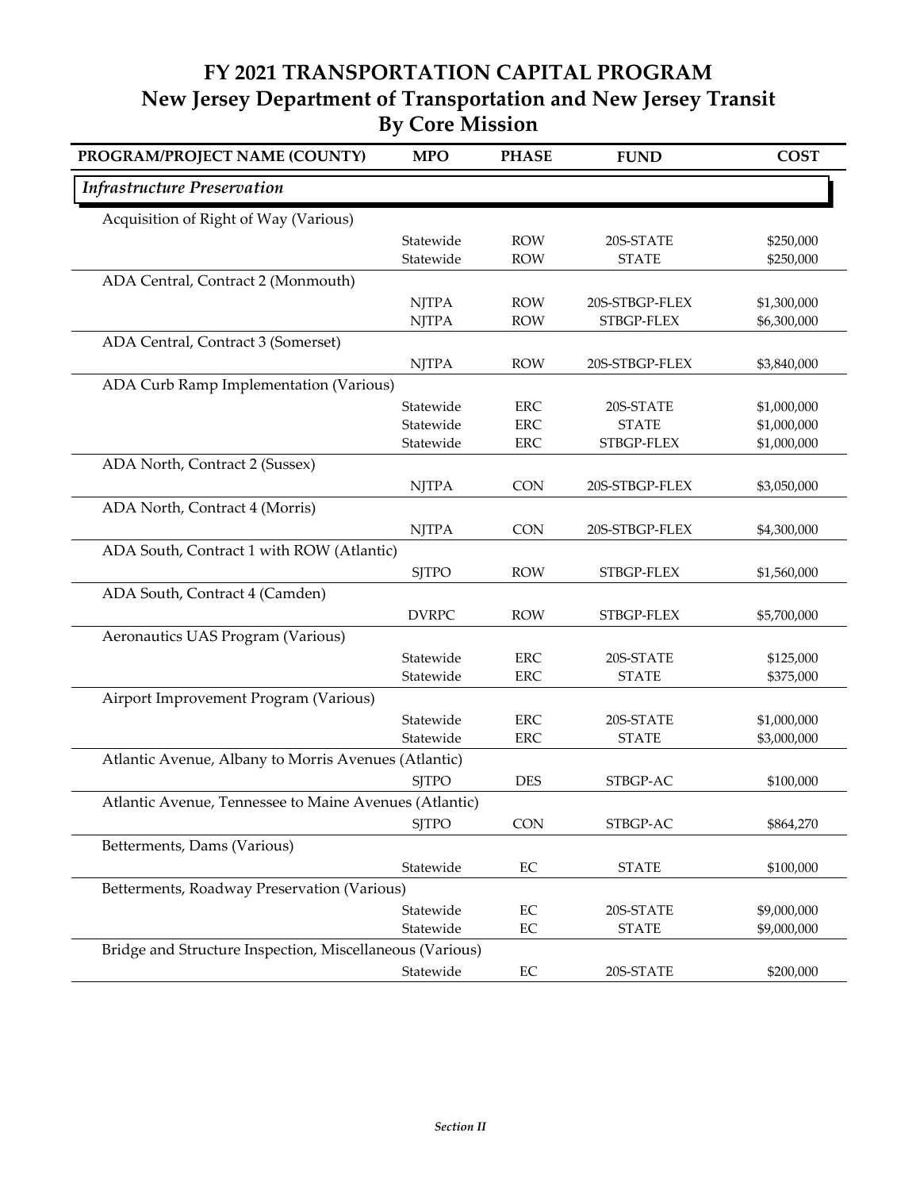# FY 2021 TRANSPORTATION CAPITAL PROGRAM
## New Jersey Department of Transportation and New Jersey Transit
## By Core Mission

| PROGRAM/PROJECT NAME (COUNTY) | MPO | PHASE | FUND | COST |
|---|---|---|---|---|
| ***Infrastructure Preservation*** | | | | |
| Acquisition of Right of Way (Various) | | | | |
| | Statewide | ROW | 20S-STATE | $250,000 |
| | Statewide | ROW | STATE | $250,000 |
| ADA Central, Contract 2 (Monmouth) | | | | |
| | NJTPA | ROW | 20S-STBGP-FLEX | $1,300,000 |
| | NJTPA | ROW | STBGP-FLEX | $6,300,000 |
| ADA Central, Contract 3 (Somerset) | | | | |
| | NJTPA | ROW | 20S-STBGP-FLEX | $3,840,000 |
| ADA Curb Ramp Implementation (Various) | | | | |
| | Statewide | ERC | 20S-STATE | $1,000,000 |
| | Statewide | ERC | STATE | $1,000,000 |
| | Statewide | ERC | STBGP-FLEX | $1,000,000 |
| ADA North, Contract 2 (Sussex) | | | | |
| | NJTPA | CON | 20S-STBGP-FLEX | $3,050,000 |
| ADA North, Contract 4 (Morris) | | | | |
| | NJTPA | CON | 20S-STBGP-FLEX | $4,300,000 |
| ADA South, Contract 1 with ROW (Atlantic) | | | | |
| | SJTPO | ROW | STBGP-FLEX | $1,560,000 |
| ADA South, Contract 4 (Camden) | | | | |
| | DVRPC | ROW | STBGP-FLEX | $5,700,000 |
| Aeronautics UAS Program (Various) | | | | |
| | Statewide | ERC | 20S-STATE | $125,000 |
| | Statewide | ERC | STATE | $375,000 |
| Airport Improvement Program (Various) | | | | |
| | Statewide | ERC | 20S-STATE | $1,000,000 |
| | Statewide | ERC | STATE | $3,000,000 |
| Atlantic Avenue, Albany to Morris Avenues (Atlantic) | | | | |
| | SJTPO | DES | STBGP-AC | $100,000 |
| Atlantic Avenue, Tennessee to Maine Avenues (Atlantic) | | | | |
| | SJTPO | CON | STBGP-AC | $864,270 |
| Betterments, Dams (Various) | | | | |
| | Statewide | EC | STATE | $100,000 |
| Betterments, Roadway Preservation (Various) | | | | |
| | Statewide | EC | 20S-STATE | $9,000,000 |
| | Statewide | EC | STATE | $9,000,000 |
| Bridge and Structure Inspection, Miscellaneous (Various) | | | | |
| | Statewide | EC | 20S-STATE | $200,000 |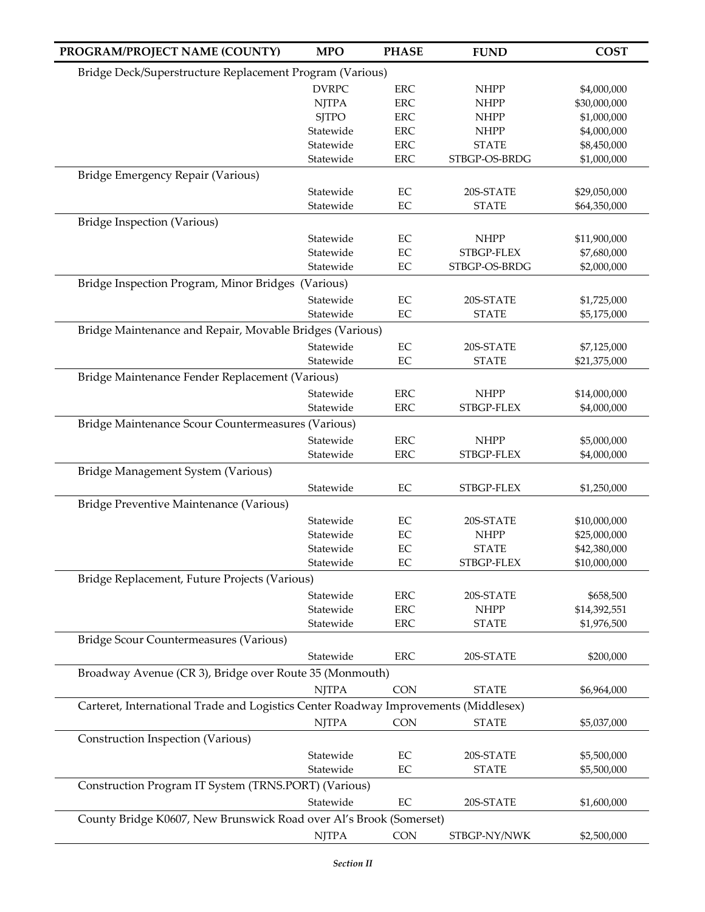| PROGRAM/PROJECT NAME (COUNTY) | MPO | PHASE | FUND | COST |
|---|---|---|---|---|
| Bridge Deck/Superstructure Replacement Program (Various) | | | | |
| | DVRPC | ERC | NHPP | $4,000,000 |
| | NJTPA | ERC | NHPP | $30,000,000 |
| | SJTPO | ERC | NHPP | $1,000,000 |
| | Statewide | ERC | NHPP | $4,000,000 |
| | Statewide | ERC | STATE | $8,450,000 |
| | Statewide | ERC | STBGP-OS-BRDG | $1,000,000 |
| Bridge Emergency Repair (Various) | | | | |
| | Statewide | EC | 20S-STATE | $29,050,000 |
| | Statewide | EC | STATE | $64,350,000 |
| Bridge Inspection (Various) | | | | |
| | Statewide | EC | NHPP | $11,900,000 |
| | Statewide | EC | STBGP-FLEX | $7,680,000 |
| | Statewide | EC | STBGP-OS-BRDG | $2,000,000 |
| Bridge Inspection Program, Minor Bridges (Various) | | | | |
| | Statewide | EC | 20S-STATE | $1,725,000 |
| | Statewide | EC | STATE | $5,175,000 |
| Bridge Maintenance and Repair, Movable Bridges (Various) | | | | |
| | Statewide | EC | 20S-STATE | $7,125,000 |
| | Statewide | EC | STATE | $21,375,000 |
| Bridge Maintenance Fender Replacement (Various) | | | | |
| | Statewide | ERC | NHPP | $14,000,000 |
| | Statewide | ERC | STBGP-FLEX | $4,000,000 |
| Bridge Maintenance Scour Countermeasures (Various) | | | | |
| | Statewide | ERC | NHPP | $5,000,000 |
| | Statewide | ERC | STBGP-FLEX | $4,000,000 |
| Bridge Management System (Various) | | | | |
| | Statewide | EC | STBGP-FLEX | $1,250,000 |
| Bridge Preventive Maintenance (Various) | | | | |
| | Statewide | EC | 20S-STATE | $10,000,000 |
| | Statewide | EC | NHPP | $25,000,000 |
| | Statewide | EC | STATE | $42,380,000 |
| | Statewide | EC | STBGP-FLEX | $10,000,000 |
| Bridge Replacement, Future Projects (Various) | | | | |
| | Statewide | ERC | 20S-STATE | $658,500 |
| | Statewide | ERC | NHPP | $14,392,551 |
| | Statewide | ERC | STATE | $1,976,500 |
| Bridge Scour Countermeasures (Various) | | | | |
| | Statewide | ERC | 20S-STATE | $200,000 |
| Broadway Avenue (CR 3), Bridge over Route 35 (Monmouth) | | | | |
| | NJTPA | CON | STATE | $6,964,000 |
| Carteret, International Trade and Logistics Center Roadway Improvements (Middlesex) | | | | |
| | NJTPA | CON | STATE | $5,037,000 |
| Construction Inspection (Various) | | | | |
| | Statewide | EC | 20S-STATE | $5,500,000 |
| | Statewide | EC | STATE | $5,500,000 |
| Construction Program IT System (TRNS.PORT) (Various) | | | | |
| | Statewide | EC | 20S-STATE | $1,600,000 |
| County Bridge K0607, New Brunswick Road over Al's Brook (Somerset) | | | | |
| | NJTPA | CON | STBGP-NY/NWK | $2,500,000 |

*Section II*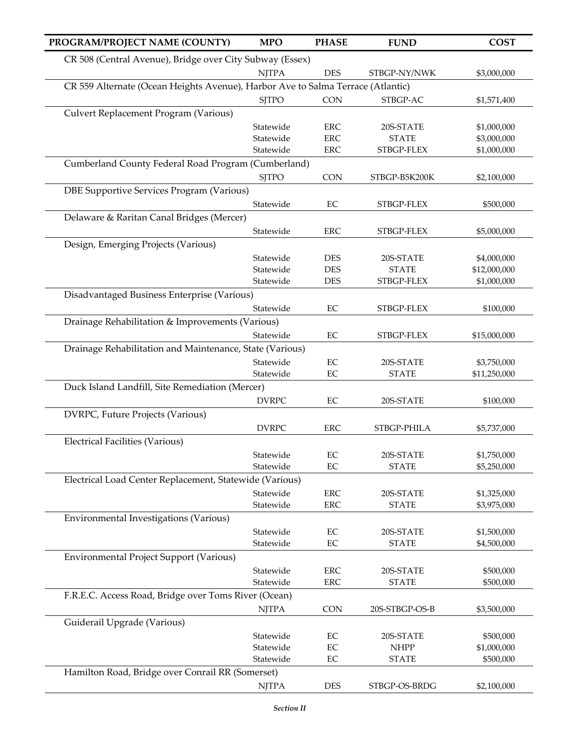| PROGRAM/PROJECT NAME (COUNTY) | MPO | PHASE | FUND | COST |
|---|---|---|---|---|
| CR 508 (Central Avenue), Bridge over City Subway (Essex) | | | | |
| | NJTPA | DES | STBGP-NY/NWK | $3,000,000 |
| CR 559 Alternate (Ocean Heights Avenue), Harbor Ave to Salma Terrace (Atlantic) | | | | |
| | SJTPO | CON | STBGP-AC | $1,571,400 |
| Culvert Replacement Program (Various) | | | | |
| | Statewide | ERC | 20S-STATE | $1,000,000 |
| | Statewide | ERC | STATE | $3,000,000 |
| | Statewide | ERC | STBGP-FLEX | $1,000,000 |
| Cumberland County Federal Road Program (Cumberland) | | | | |
| | SJTPO | CON | STBGP-B5K200K | $2,100,000 |
| DBE Supportive Services Program (Various) | | | | |
| | Statewide | EC | STBGP-FLEX | $500,000 |
| Delaware & Raritan Canal Bridges (Mercer) | | | | |
| | Statewide | ERC | STBGP-FLEX | $5,000,000 |
| Design, Emerging Projects (Various) | | | | |
| | Statewide | DES | 20S-STATE | $4,000,000 |
| | Statewide | DES | STATE | $12,000,000 |
| | Statewide | DES | STBGP-FLEX | $1,000,000 |
| Disadvantaged Business Enterprise (Various) | | | | |
| | Statewide | EC | STBGP-FLEX | $100,000 |
| Drainage Rehabilitation & Improvements (Various) | | | | |
| | Statewide | EC | STBGP-FLEX | $15,000,000 |
| Drainage Rehabilitation and Maintenance, State (Various) | | | | |
| | Statewide | EC | 20S-STATE | $3,750,000 |
| | Statewide | EC | STATE | $11,250,000 |
| Duck Island Landfill, Site Remediation (Mercer) | | | | |
| | DVRPC | EC | 20S-STATE | $100,000 |
| DVRPC, Future Projects (Various) | | | | |
| | DVRPC | ERC | STBGP-PHILA | $5,737,000 |
| Electrical Facilities (Various) | | | | |
| | Statewide | EC | 20S-STATE | $1,750,000 |
| | Statewide | EC | STATE | $5,250,000 |
| Electrical Load Center Replacement, Statewide (Various) | | | | |
| | Statewide | ERC | 20S-STATE | $1,325,000 |
| | Statewide | ERC | STATE | $3,975,000 |
| Environmental Investigations (Various) | | | | |
| | Statewide | EC | 20S-STATE | $1,500,000 |
| | Statewide | EC | STATE | $4,500,000 |
| Environmental Project Support (Various) | | | | |
| | Statewide | ERC | 20S-STATE | $500,000 |
| | Statewide | ERC | STATE | $500,000 |
| F.R.E.C. Access Road, Bridge over Toms River (Ocean) | | | | |
| | NJTPA | CON | 20S-STBGP-OS-B | $3,500,000 |
| Guiderail Upgrade (Various) | | | | |
| | Statewide | EC | 20S-STATE | $500,000 |
| | Statewide | EC | NHPP | $1,000,000 |
| | Statewide | EC | STATE | $500,000 |
| Hamilton Road, Bridge over Conrail RR (Somerset) | | | | |
| | NJTPA | DES | STBGP-OS-BRDG | $2,100,000 |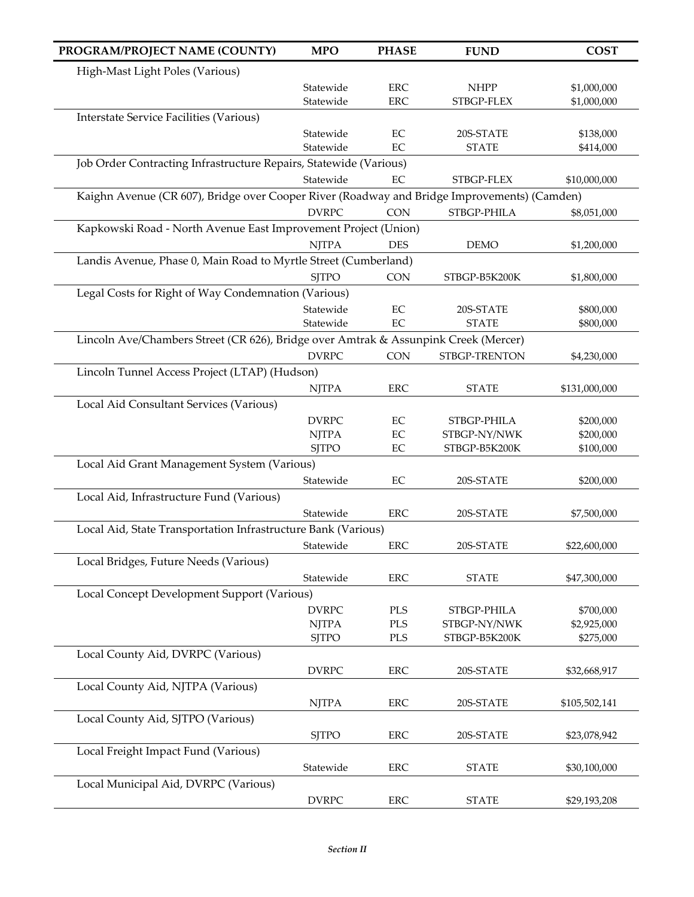| PROGRAM/PROJECT NAME (COUNTY) | MPO | PHASE | FUND | COST |
|---|---|---|---|---|
| High-Mast Light Poles (Various) | | | | |
| | Statewide | ERC | NHPP | $1,000,000 |
| | Statewide | ERC | STBGP-FLEX | $1,000,000 |
| Interstate Service Facilities (Various) | | | | |
| | Statewide | EC | 20S-STATE | $138,000 |
| | Statewide | EC | STATE | $414,000 |
| Job Order Contracting Infrastructure Repairs, Statewide (Various) | | | | |
| | Statewide | EC | STBGP-FLEX | $10,000,000 |
| Kaighn Avenue (CR 607), Bridge over Cooper River (Roadway and Bridge Improvements) (Camden) | | | | |
| | DVRPC | CON | STBGP-PHILA | $8,051,000 |
| Kapkowski Road - North Avenue East Improvement Project (Union) | | | | |
| | NJTPA | DES | DEMO | $1,200,000 |
| Landis Avenue, Phase 0, Main Road to Myrtle Street (Cumberland) | | | | |
| | SJTPO | CON | STBGP-B5K200K | $1,800,000 |
| Legal Costs for Right of Way Condemnation (Various) | | | | |
| | Statewide | EC | 20S-STATE | $800,000 |
| | Statewide | EC | STATE | $800,000 |
| Lincoln Ave/Chambers Street (CR 626), Bridge over Amtrak & Assunpink Creek (Mercer) | | | | |
| | DVRPC | CON | STBGP-TRENTON | $4,230,000 |
| Lincoln Tunnel Access Project (LTAP) (Hudson) | | | | |
| | NJTPA | ERC | STATE | $131,000,000 |
| Local Aid Consultant Services (Various) | | | | |
| | DVRPC | EC | STBGP-PHILA | $200,000 |
| | NJTPA | EC | STBGP-NY/NWK | $200,000 |
| | SJTPO | EC | STBGP-B5K200K | $100,000 |
| Local Aid Grant Management System (Various) | | | | |
| | Statewide | EC | 20S-STATE | $200,000 |
| Local Aid, Infrastructure Fund (Various) | | | | |
| | Statewide | ERC | 20S-STATE | $7,500,000 |
| Local Aid, State Transportation Infrastructure Bank (Various) | | | | |
| | Statewide | ERC | 20S-STATE | $22,600,000 |
| Local Bridges, Future Needs (Various) | | | | |
| | Statewide | ERC | STATE | $47,300,000 |
| Local Concept Development Support (Various) | | | | |
| | DVRPC | PLS | STBGP-PHILA | $700,000 |
| | NJTPA | PLS | STBGP-NY/NWK | $2,925,000 |
| | SJTPO | PLS | STBGP-B5K200K | $275,000 |
| Local County Aid, DVRPC (Various) | | | | |
| | DVRPC | ERC | 20S-STATE | $32,668,917 |
| Local County Aid, NJTPA (Various) | | | | |
| | NJTPA | ERC | 20S-STATE | $105,502,141 |
| Local County Aid, SJTPO (Various) | | | | |
| | SJTPO | ERC | 20S-STATE | $23,078,942 |
| Local Freight Impact Fund (Various) | | | | |
| | Statewide | ERC | STATE | $30,100,000 |
| Local Municipal Aid, DVRPC (Various) | | | | |
| | DVRPC | ERC | STATE | $29,193,208 |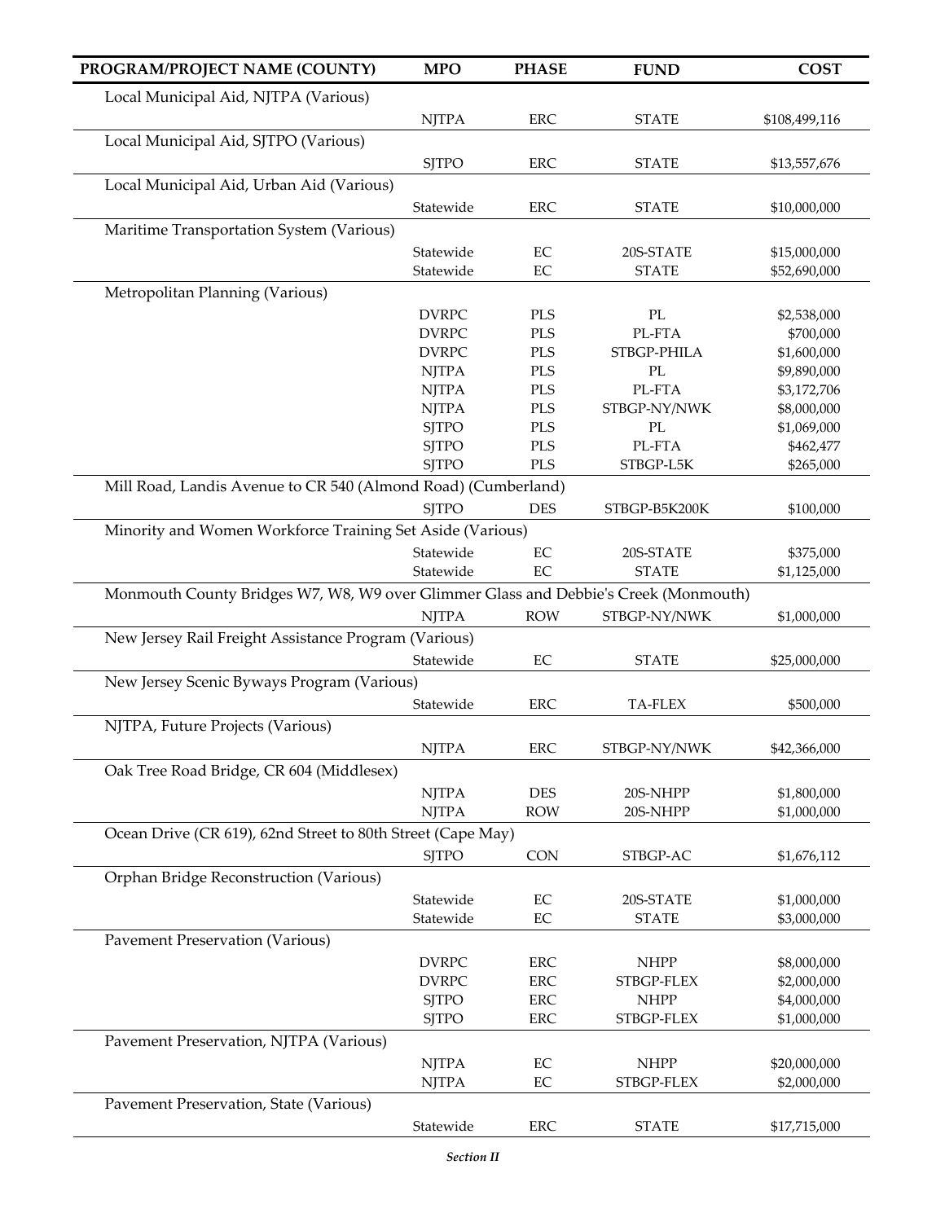| PROGRAM/PROJECT NAME (COUNTY) | MPO | PHASE | FUND | COST |
|---|---|---|---|---|
| Local Municipal Aid, NJTPA (Various) | | | | |
| | NJTPA | ERC | STATE | $108,499,116 |
| Local Municipal Aid, SJTPO (Various) | | | | |
| | SJTPO | ERC | STATE | $13,557,676 |
| Local Municipal Aid, Urban Aid (Various) | | | | |
| | Statewide | ERC | STATE | $10,000,000 |
| Maritime Transportation System (Various) | | | | |
| | Statewide | EC | 20S-STATE | $15,000,000 |
| | Statewide | EC | STATE | $52,690,000 |
| Metropolitan Planning (Various) | | | | |
| | DVRPC | PLS | PL | $2,538,000 |
| | DVRPC | PLS | PL-FTA | $700,000 |
| | DVRPC | PLS | STBGP-PHILA | $1,600,000 |
| | NJTPA | PLS | PL | $9,890,000 |
| | NJTPA | PLS | PL-FTA | $3,172,706 |
| | NJTPA | PLS | STBGP-NY/NWK | $8,000,000 |
| | SJTPO | PLS | PL | $1,069,000 |
| | SJTPO | PLS | PL-FTA | $462,477 |
| | SJTPO | PLS | STBGP-L5K | $265,000 |
| Mill Road, Landis Avenue to CR 540 (Almond Road) (Cumberland) | | | | |
| | SJTPO | DES | STBGP-B5K200K | $100,000 |
| Minority and Women Workforce Training Set Aside (Various) | | | | |
| | Statewide | EC | 20S-STATE | $375,000 |
| | Statewide | EC | STATE | $1,125,000 |
| Monmouth County Bridges W7, W8, W9 over Glimmer Glass and Debbie's Creek (Monmouth) | | | | |
| | NJTPA | ROW | STBGP-NY/NWK | $1,000,000 |
| New Jersey Rail Freight Assistance Program (Various) | | | | |
| | Statewide | EC | STATE | $25,000,000 |
| New Jersey Scenic Byways Program (Various) | | | | |
| | Statewide | ERC | TA-FLEX | $500,000 |
| NJTPA, Future Projects (Various) | | | | |
| | NJTPA | ERC | STBGP-NY/NWK | $42,366,000 |
| Oak Tree Road Bridge, CR 604 (Middlesex) | | | | |
| | NJTPA | DES | 20S-NHPP | $1,800,000 |
| | NJTPA | ROW | 20S-NHPP | $1,000,000 |
| Ocean Drive (CR 619), 62nd Street to 80th Street (Cape May) | | | | |
| | SJTPO | CON | STBGP-AC | $1,676,112 |
| Orphan Bridge Reconstruction (Various) | | | | |
| | Statewide | EC | 20S-STATE | $1,000,000 |
| | Statewide | EC | STATE | $3,000,000 |
| Pavement Preservation (Various) | | | | |
| | DVRPC | ERC | NHPP | $8,000,000 |
| | DVRPC | ERC | STBGP-FLEX | $2,000,000 |
| | SJTPO | ERC | NHPP | $4,000,000 |
| | SJTPO | ERC | STBGP-FLEX | $1,000,000 |
| Pavement Preservation, NJTPA (Various) | | | | |
| | NJTPA | EC | NHPP | $20,000,000 |
| | NJTPA | EC | STBGP-FLEX | $2,000,000 |
| Pavement Preservation, State (Various) | | | | |
| | Statewide | ERC | STATE | $17,715,000 |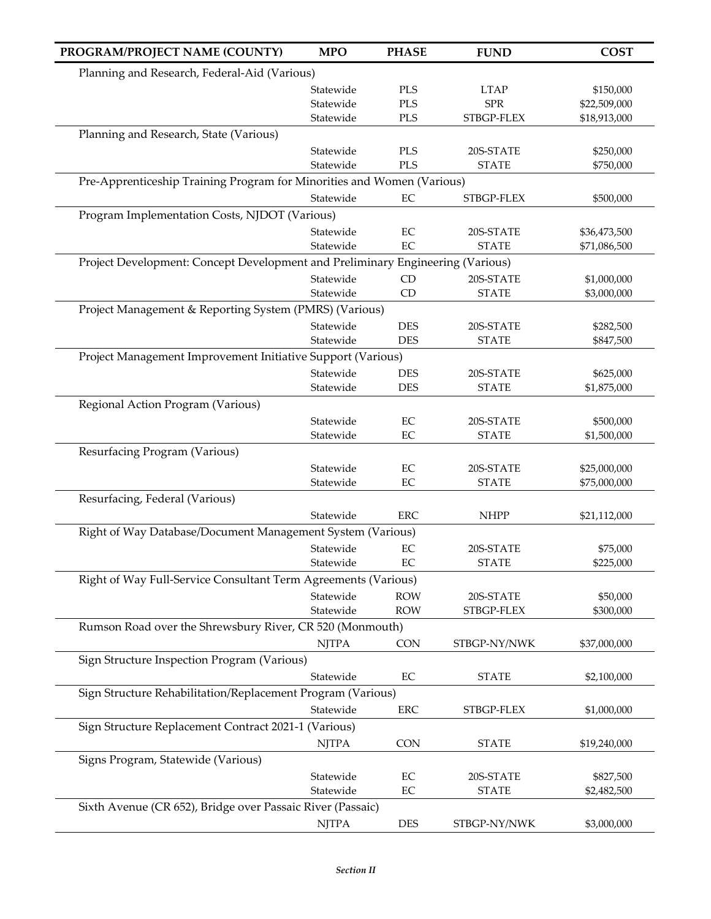| PROGRAM/PROJECT NAME (COUNTY) | MPO | PHASE | FUND | COST |
|---|---|---|---|---|
| Planning and Research, Federal-Aid (Various) | | | | |
| | Statewide | PLS | LTAP | $150,000 |
| | Statewide | PLS | SPR | $22,509,000 |
| | Statewide | PLS | STBGP-FLEX | $18,913,000 |
| Planning and Research, State (Various) | | | | |
| | Statewide | PLS | 20S-STATE | $250,000 |
| | Statewide | PLS | STATE | $750,000 |
| Pre-Apprenticeship Training Program for Minorities and Women (Various) | | | | |
| | Statewide | EC | STBGP-FLEX | $500,000 |
| Program Implementation Costs, NJDOT (Various) | | | | |
| | Statewide | EC | 20S-STATE | $36,473,500 |
| | Statewide | EC | STATE | $71,086,500 |
| Project Development: Concept Development and Preliminary Engineering (Various) | | | | |
| | Statewide | CD | 20S-STATE | $1,000,000 |
| | Statewide | CD | STATE | $3,000,000 |
| Project Management & Reporting System (PMRS) (Various) | | | | |
| | Statewide | DES | 20S-STATE | $282,500 |
| | Statewide | DES | STATE | $847,500 |
| Project Management Improvement Initiative Support (Various) | | | | |
| | Statewide | DES | 20S-STATE | $625,000 |
| | Statewide | DES | STATE | $1,875,000 |
| Regional Action Program (Various) | | | | |
| | Statewide | EC | 20S-STATE | $500,000 |
| | Statewide | EC | STATE | $1,500,000 |
| Resurfacing Program (Various) | | | | |
| | Statewide | EC | 20S-STATE | $25,000,000 |
| | Statewide | EC | STATE | $75,000,000 |
| Resurfacing, Federal (Various) | | | | |
| | Statewide | ERC | NHPP | $21,112,000 |
| Right of Way Database/Document Management System (Various) | | | | |
| | Statewide | EC | 20S-STATE | $75,000 |
| | Statewide | EC | STATE | $225,000 |
| Right of Way Full-Service Consultant Term Agreements (Various) | | | | |
| | Statewide | ROW | 20S-STATE | $50,000 |
| | Statewide | ROW | STBGP-FLEX | $300,000 |
| Rumson Road over the Shrewsbury River, CR 520 (Monmouth) | | | | |
| | NJTPA | CON | STBGP-NY/NWK | $37,000,000 |
| Sign Structure Inspection Program (Various) | | | | |
| | Statewide | EC | STATE | $2,100,000 |
| Sign Structure Rehabilitation/Replacement Program (Various) | | | | |
| | Statewide | ERC | STBGP-FLEX | $1,000,000 |
| Sign Structure Replacement Contract 2021-1 (Various) | | | | |
| | NJTPA | CON | STATE | $19,240,000 |
| Signs Program, Statewide (Various) | | | | |
| | Statewide | EC | 20S-STATE | $827,500 |
| | Statewide | EC | STATE | $2,482,500 |
| Sixth Avenue (CR 652), Bridge over Passaic River (Passaic) | | | | |
| | NJTPA | DES | STBGP-NY/NWK | $3,000,000 |

*Section II*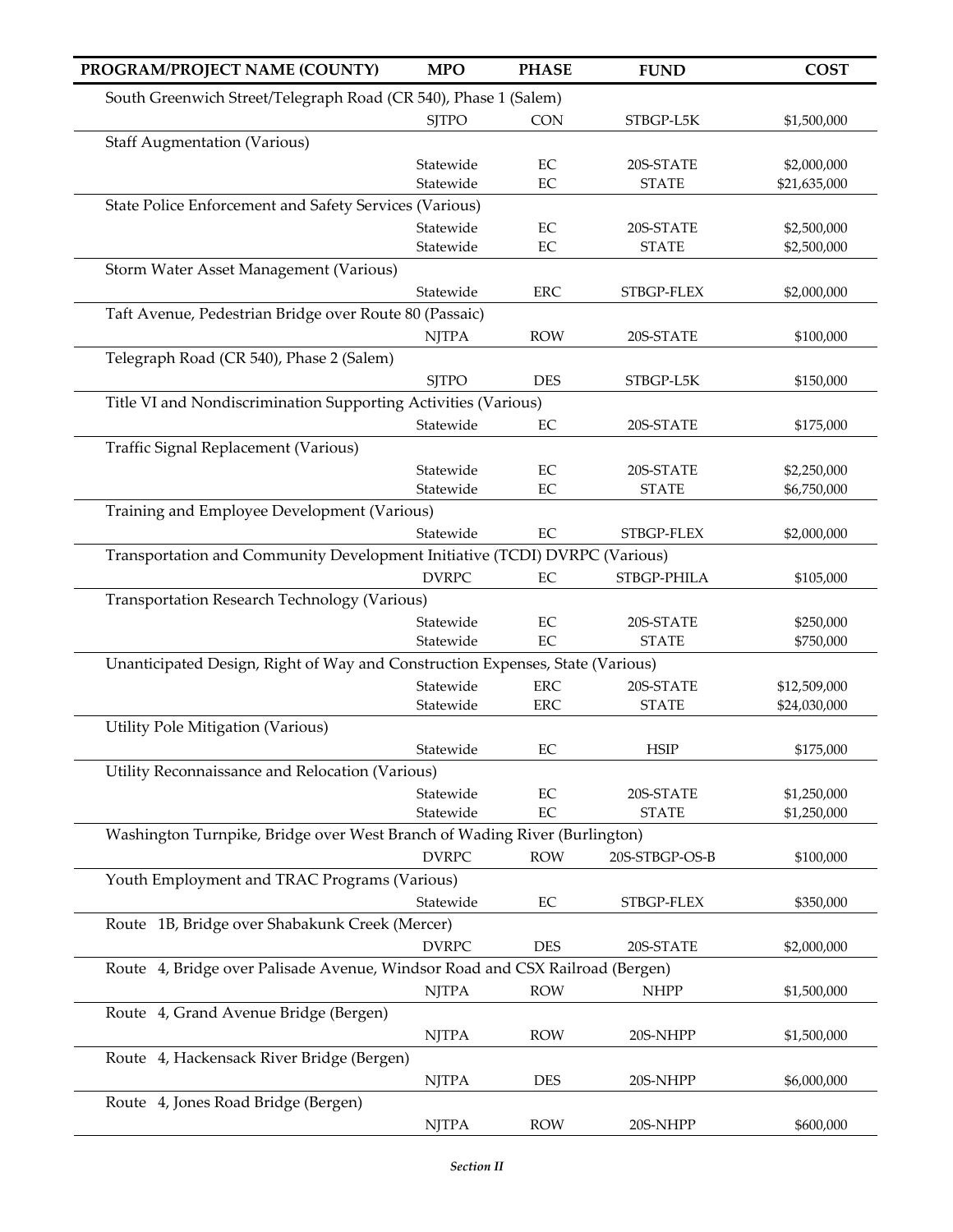| PROGRAM/PROJECT NAME (COUNTY) | MPO | PHASE | FUND | COST |
|---|---|---|---|---|
| South Greenwich Street/Telegraph Road (CR 540), Phase 1 (Salem) | | | | |
| | SJTPO | CON | STBGP-L5K | $1,500,000 |
| Staff Augmentation (Various) | | | | |
| | Statewide | EC | 20S-STATE | $2,000,000 |
| | Statewide | EC | STATE | $21,635,000 |
| State Police Enforcement and Safety Services (Various) | | | | |
| | Statewide | EC | 20S-STATE | $2,500,000 |
| | Statewide | EC | STATE | $2,500,000 |
| Storm Water Asset Management (Various) | | | | |
| | Statewide | ERC | STBGP-FLEX | $2,000,000 |
| Taft Avenue, Pedestrian Bridge over Route 80 (Passaic) | | | | |
| | NJTPA | ROW | 20S-STATE | $100,000 |
| Telegraph Road (CR 540), Phase 2 (Salem) | | | | |
| | SJTPO | DES | STBGP-L5K | $150,000 |
| Title VI and Nondiscrimination Supporting Activities (Various) | | | | |
| | Statewide | EC | 20S-STATE | $175,000 |
| Traffic Signal Replacement (Various) | | | | |
| | Statewide | EC | 20S-STATE | $2,250,000 |
| | Statewide | EC | STATE | $6,750,000 |
| Training and Employee Development (Various) | | | | |
| | Statewide | EC | STBGP-FLEX | $2,000,000 |
| Transportation and Community Development Initiative (TCDI) DVRPC (Various) | | | | |
| | DVRPC | EC | STBGP-PHILA | $105,000 |
| Transportation Research Technology (Various) | | | | |
| | Statewide | EC | 20S-STATE | $250,000 |
| | Statewide | EC | STATE | $750,000 |
| Unanticipated Design, Right of Way and Construction Expenses, State (Various) | | | | |
| | Statewide | ERC | 20S-STATE | $12,509,000 |
| | Statewide | ERC | STATE | $24,030,000 |
| Utility Pole Mitigation (Various) | | | | |
| | Statewide | EC | HSIP | $175,000 |
| Utility Reconnaissance and Relocation (Various) | | | | |
| | Statewide | EC | 20S-STATE | $1,250,000 |
| | Statewide | EC | STATE | $1,250,000 |
| Washington Turnpike, Bridge over West Branch of Wading River (Burlington) | | | | |
| | DVRPC | ROW | 20S-STBGP-OS-B | $100,000 |
| Youth Employment and TRAC Programs (Various) | | | | |
| | Statewide | EC | STBGP-FLEX | $350,000 |
| Route 1B, Bridge over Shabakunk Creek (Mercer) | | | | |
| | DVRPC | DES | 20S-STATE | $2,000,000 |
| Route 4, Bridge over Palisade Avenue, Windsor Road and CSX Railroad (Bergen) | | | | |
| | NJTPA | ROW | NHPP | $1,500,000 |
| Route 4, Grand Avenue Bridge (Bergen) | | | | |
| | NJTPA | ROW | 20S-NHPP | $1,500,000 |
| Route 4, Hackensack River Bridge (Bergen) | | | | |
| | NJTPA | DES | 20S-NHPP | $6,000,000 |
| Route 4, Jones Road Bridge (Bergen) | | | | |
| | NJTPA | ROW | 20S-NHPP | $600,000 |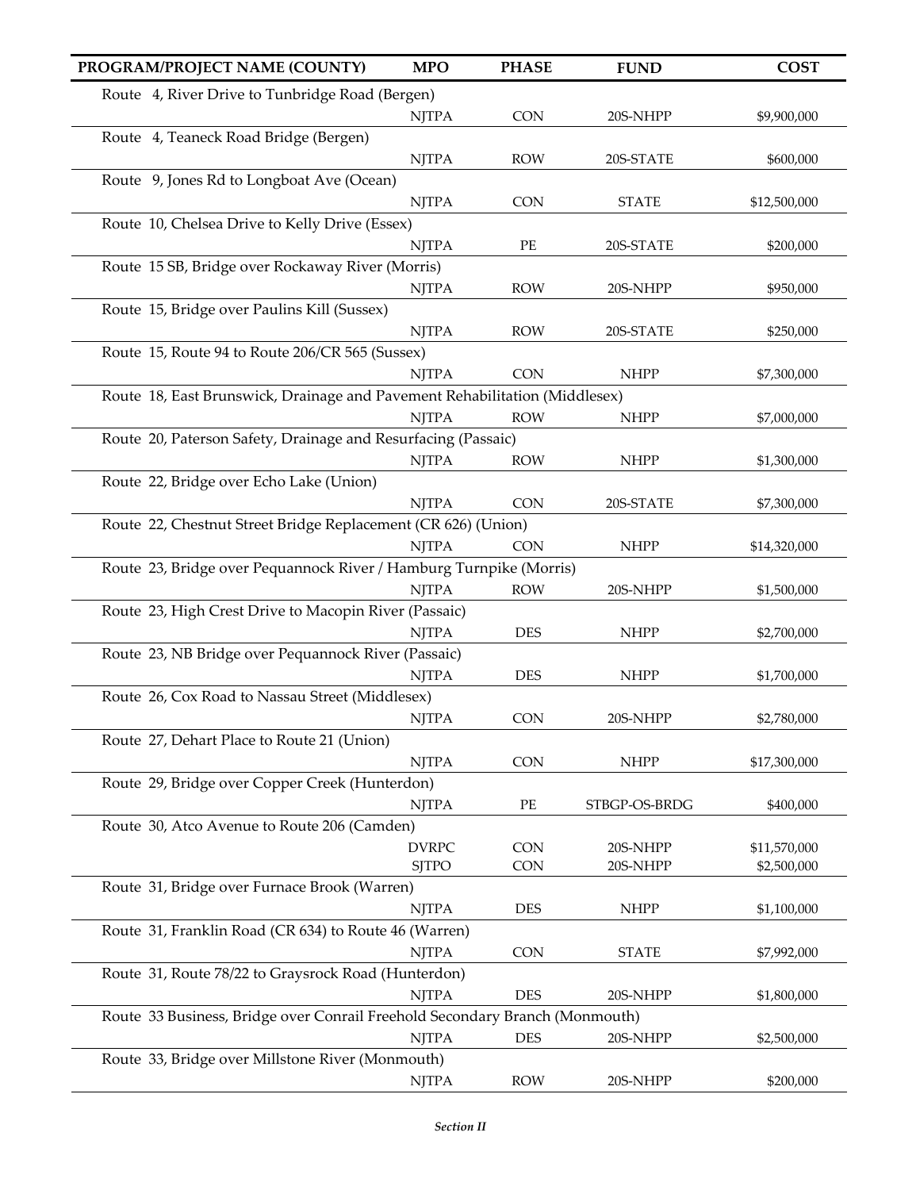| PROGRAM/PROJECT NAME (COUNTY) | MPO | PHASE | FUND | COST |
|---|---|---|---|---|
| Route 4, River Drive to Tunbridge Road (Bergen) | | | | |
| | NJTPA | CON | 20S-NHPP | $9,900,000 |
| Route 4, Teaneck Road Bridge (Bergen) | | | | |
| | NJTPA | ROW | 20S-STATE | $600,000 |
| Route 9, Jones Rd to Longboat Ave (Ocean) | | | | |
| | NJTPA | CON | STATE | $12,500,000 |
| Route 10, Chelsea Drive to Kelly Drive (Essex) | | | | |
| | NJTPA | PE | 20S-STATE | $200,000 |
| Route 15 SB, Bridge over Rockaway River (Morris) | | | | |
| | NJTPA | ROW | 20S-NHPP | $950,000 |
| Route 15, Bridge over Paulins Kill (Sussex) | | | | |
| | NJTPA | ROW | 20S-STATE | $250,000 |
| Route 15, Route 94 to Route 206/CR 565 (Sussex) | | | | |
| | NJTPA | CON | NHPP | $7,300,000 |
| Route 18, East Brunswick, Drainage and Pavement Rehabilitation (Middlesex) | | | | |
| | NJTPA | ROW | NHPP | $7,000,000 |
| Route 20, Paterson Safety, Drainage and Resurfacing (Passaic) | | | | |
| | NJTPA | ROW | NHPP | $1,300,000 |
| Route 22, Bridge over Echo Lake (Union) | | | | |
| | NJTPA | CON | 20S-STATE | $7,300,000 |
| Route 22, Chestnut Street Bridge Replacement (CR 626) (Union) | | | | |
| | NJTPA | CON | NHPP | $14,320,000 |
| Route 23, Bridge over Pequannock River / Hamburg Turnpike (Morris) | | | | |
| | NJTPA | ROW | 20S-NHPP | $1,500,000 |
| Route 23, High Crest Drive to Macopin River (Passaic) | | | | |
| | NJTPA | DES | NHPP | $2,700,000 |
| Route 23, NB Bridge over Pequannock River (Passaic) | | | | |
| | NJTPA | DES | NHPP | $1,700,000 |
| Route 26, Cox Road to Nassau Street (Middlesex) | | | | |
| | NJTPA | CON | 20S-NHPP | $2,780,000 |
| Route 27, Dehart Place to Route 21 (Union) | | | | |
| | NJTPA | CON | NHPP | $17,300,000 |
| Route 29, Bridge over Copper Creek (Hunterdon) | | | | |
| | NJTPA | PE | STBGP-OS-BRDG | $400,000 |
| Route 30, Atco Avenue to Route 206 (Camden) | | | | |
| | DVRPC | CON | 20S-NHPP | $11,570,000 |
| | SJTPO | CON | 20S-NHPP | $2,500,000 |
| Route 31, Bridge over Furnace Brook (Warren) | | | | |
| | NJTPA | DES | NHPP | $1,100,000 |
| Route 31, Franklin Road (CR 634) to Route 46 (Warren) | | | | |
| | NJTPA | CON | STATE | $7,992,000 |
| Route 31, Route 78/22 to Graysrock Road (Hunterdon) | | | | |
| | NJTPA | DES | 20S-NHPP | $1,800,000 |
| Route 33 Business, Bridge over Conrail Freehold Secondary Branch (Monmouth) | | | | |
| | NJTPA | DES | 20S-NHPP | $2,500,000 |
| Route 33, Bridge over Millstone River (Monmouth) | | | | |
| | NJTPA | ROW | 20S-NHPP | $200,000 |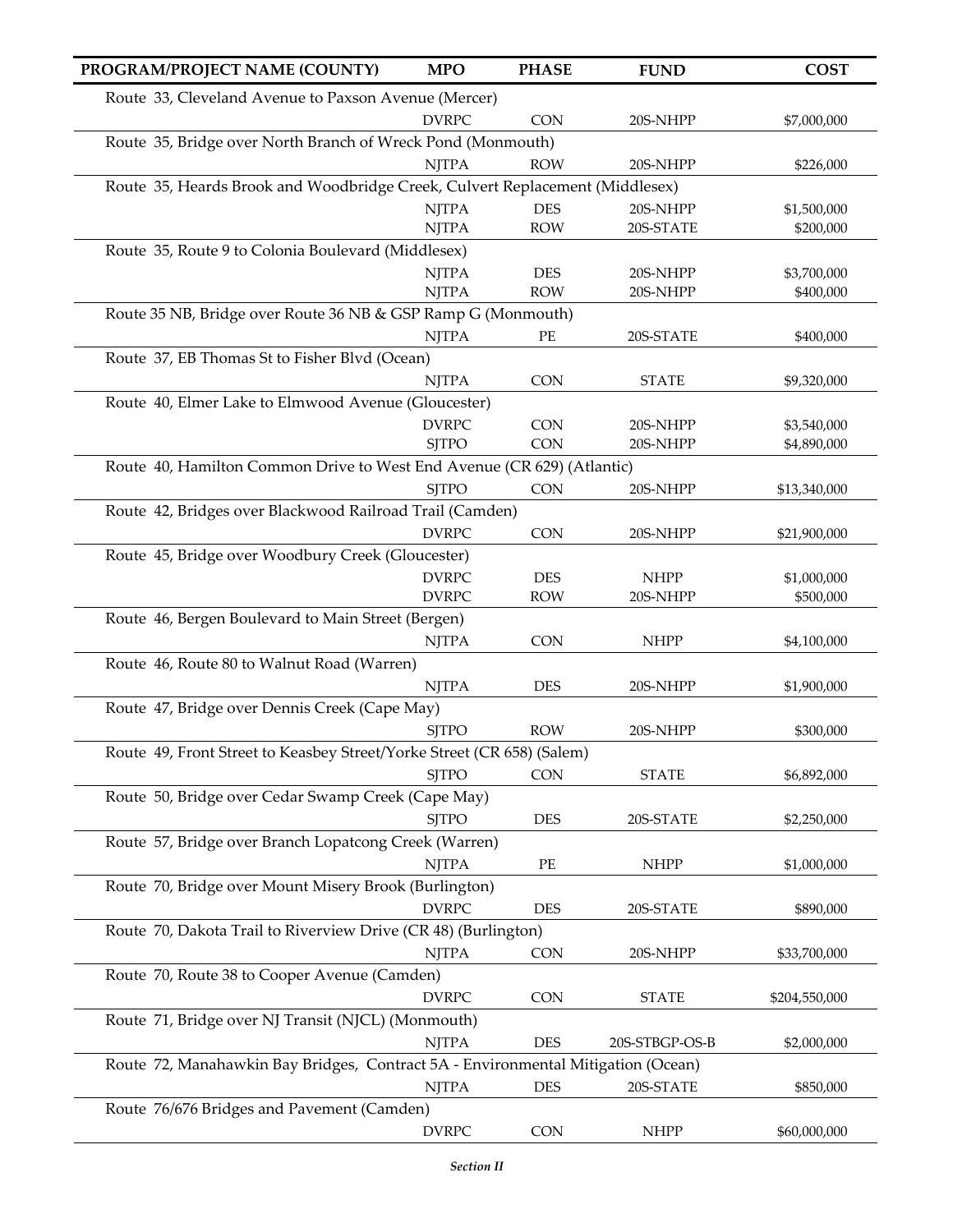| PROGRAM/PROJECT NAME (COUNTY) | MPO | PHASE | FUND | COST |
|---|---|---|---|---|
| Route 33, Cleveland Avenue to Paxson Avenue (Mercer) | | | | |
| | DVRPC | CON | 20S-NHPP | $7,000,000 |
| Route 35, Bridge over North Branch of Wreck Pond (Monmouth) | | | | |
| | NJTPA | ROW | 20S-NHPP | $226,000 |
| Route 35, Heards Brook and Woodbridge Creek, Culvert Replacement (Middlesex) | | | | |
| | NJTPA | DES | 20S-NHPP | $1,500,000 |
| | NJTPA | ROW | 20S-STATE | $200,000 |
| Route 35, Route 9 to Colonia Boulevard (Middlesex) | | | | |
| | NJTPA | DES | 20S-NHPP | $3,700,000 |
| | NJTPA | ROW | 20S-NHPP | $400,000 |
| Route 35 NB, Bridge over Route 36 NB & GSP Ramp G (Monmouth) | | | | |
| | NJTPA | PE | 20S-STATE | $400,000 |
| Route 37, EB Thomas St to Fisher Blvd (Ocean) | | | | |
| | NJTPA | CON | STATE | $9,320,000 |
| Route 40, Elmer Lake to Elmwood Avenue (Gloucester) | | | | |
| | DVRPC | CON | 20S-NHPP | $3,540,000 |
| | SJTPO | CON | 20S-NHPP | $4,890,000 |
| Route 40, Hamilton Common Drive to West End Avenue (CR 629) (Atlantic) | | | | |
| | SJTPO | CON | 20S-NHPP | $13,340,000 |
| Route 42, Bridges over Blackwood Railroad Trail (Camden) | | | | |
| | DVRPC | CON | 20S-NHPP | $21,900,000 |
| Route 45, Bridge over Woodbury Creek (Gloucester) | | | | |
| | DVRPC | DES | NHPP | $1,000,000 |
| | DVRPC | ROW | 20S-NHPP | $500,000 |
| Route 46, Bergen Boulevard to Main Street (Bergen) | | | | |
| | NJTPA | CON | NHPP | $4,100,000 |
| Route 46, Route 80 to Walnut Road (Warren) | | | | |
| | NJTPA | DES | 20S-NHPP | $1,900,000 |
| Route 47, Bridge over Dennis Creek (Cape May) | | | | |
| | SJTPO | ROW | 20S-NHPP | $300,000 |
| Route 49, Front Street to Keasbey Street/Yorke Street (CR 658) (Salem) | | | | |
| | SJTPO | CON | STATE | $6,892,000 |
| Route 50, Bridge over Cedar Swamp Creek (Cape May) | | | | |
| | SJTPO | DES | 20S-STATE | $2,250,000 |
| Route 57, Bridge over Branch Lopatcong Creek (Warren) | | | | |
| | NJTPA | PE | NHPP | $1,000,000 |
| Route 70, Bridge over Mount Misery Brook (Burlington) | | | | |
| | DVRPC | DES | 20S-STATE | $890,000 |
| Route 70, Dakota Trail to Riverview Drive (CR 48) (Burlington) | | | | |
| | NJTPA | CON | 20S-NHPP | $33,700,000 |
| Route 70, Route 38 to Cooper Avenue (Camden) | | | | |
| | DVRPC | CON | STATE | $204,550,000 |
| Route 71, Bridge over NJ Transit (NJCL) (Monmouth) | | | | |
| | NJTPA | DES | 20S-STBGP-OS-B | $2,000,000 |
| Route 72, Manahawkin Bay Bridges, Contract 5A - Environmental Mitigation (Ocean) | | | | |
| | NJTPA | DES | 20S-STATE | $850,000 |
| Route 76/676 Bridges and Pavement (Camden) | | | | |
| | DVRPC | CON | NHPP | $60,000,000 |

*Section II*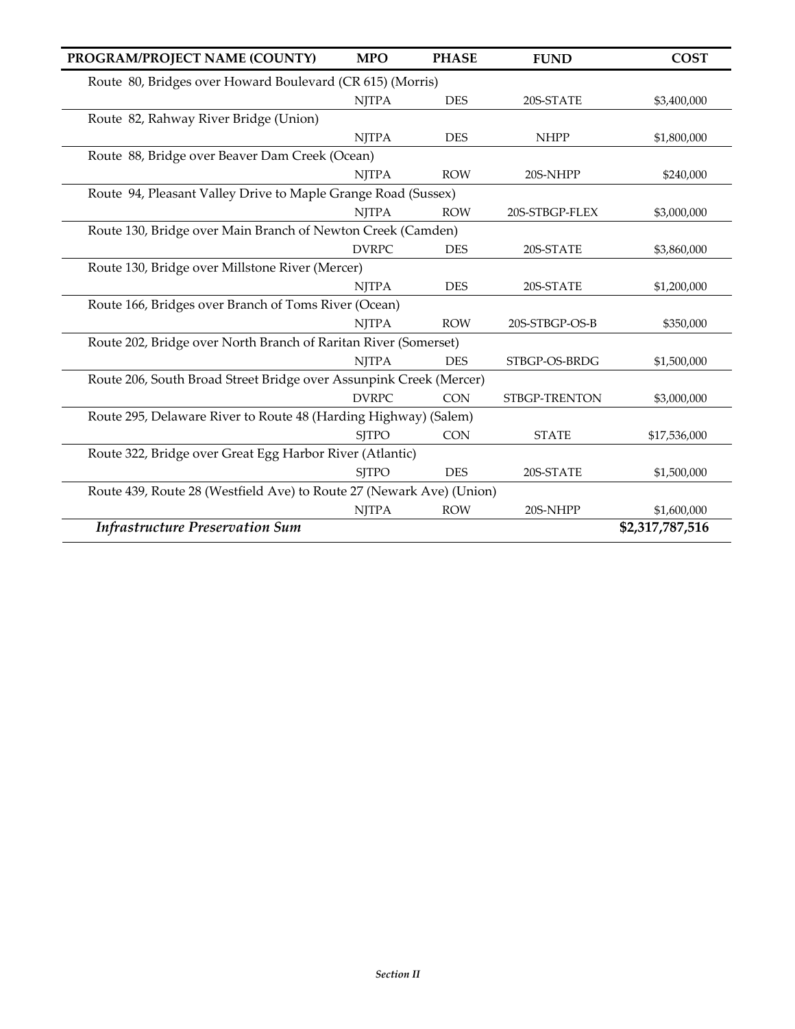| PROGRAM/PROJECT NAME (COUNTY) | MPO | PHASE | FUND | COST |
|---|---|---|---|---|
| Route 80, Bridges over Howard Boulevard (CR 615) (Morris) | | | | |
| | NJTPA | DES | 20S-STATE | $3,400,000 |
| Route 82, Rahway River Bridge (Union) | | | | |
| | NJTPA | DES | NHPP | $1,800,000 |
| Route 88, Bridge over Beaver Dam Creek (Ocean) | | | | |
| | NJTPA | ROW | 20S-NHPP | $240,000 |
| Route 94, Pleasant Valley Drive to Maple Grange Road (Sussex) | | | | |
| | NJTPA | ROW | 20S-STBGP-FLEX | $3,000,000 |
| Route 130, Bridge over Main Branch of Newton Creek (Camden) | | | | |
| | DVRPC | DES | 20S-STATE | $3,860,000 |
| Route 130, Bridge over Millstone River (Mercer) | | | | |
| | NJTPA | DES | 20S-STATE | $1,200,000 |
| Route 166, Bridges over Branch of Toms River (Ocean) | | | | |
| | NJTPA | ROW | 20S-STBGP-OS-B | $350,000 |
| Route 202, Bridge over North Branch of Raritan River (Somerset) | | | | |
| | NJTPA | DES | STBGP-OS-BRDG | $1,500,000 |
| Route 206, South Broad Street Bridge over Assunpink Creek (Mercer) | | | | |
| | DVRPC | CON | STBGP-TRENTON | $3,000,000 |
| Route 295, Delaware River to Route 48 (Harding Highway) (Salem) | | | | |
| | SJTPO | CON | STATE | $17,536,000 |
| Route 322, Bridge over Great Egg Harbor River (Atlantic) | | | | |
| | SJTPO | DES | 20S-STATE | $1,500,000 |
| Route 439, Route 28 (Westfield Ave) to Route 27 (Newark Ave) (Union) | | | | |
| | NJTPA | ROW | 20S-NHPP | $1,600,000 |
| ***Infrastructure Preservation Sum*** | | | | **$2,317,787,516** |